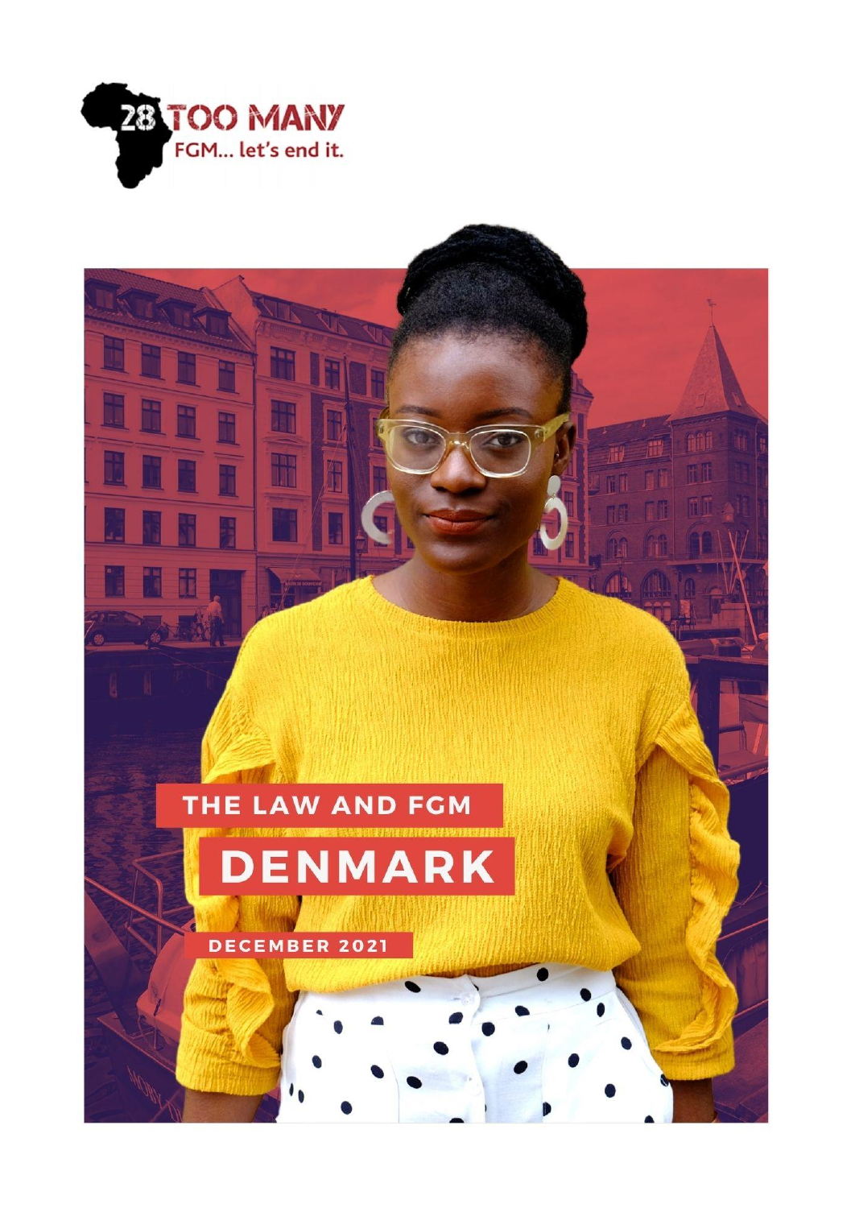28 TOO MANY

FGM... let's end it.

# THE LAW AND FGM

# DENMARK

DECEMBER 2021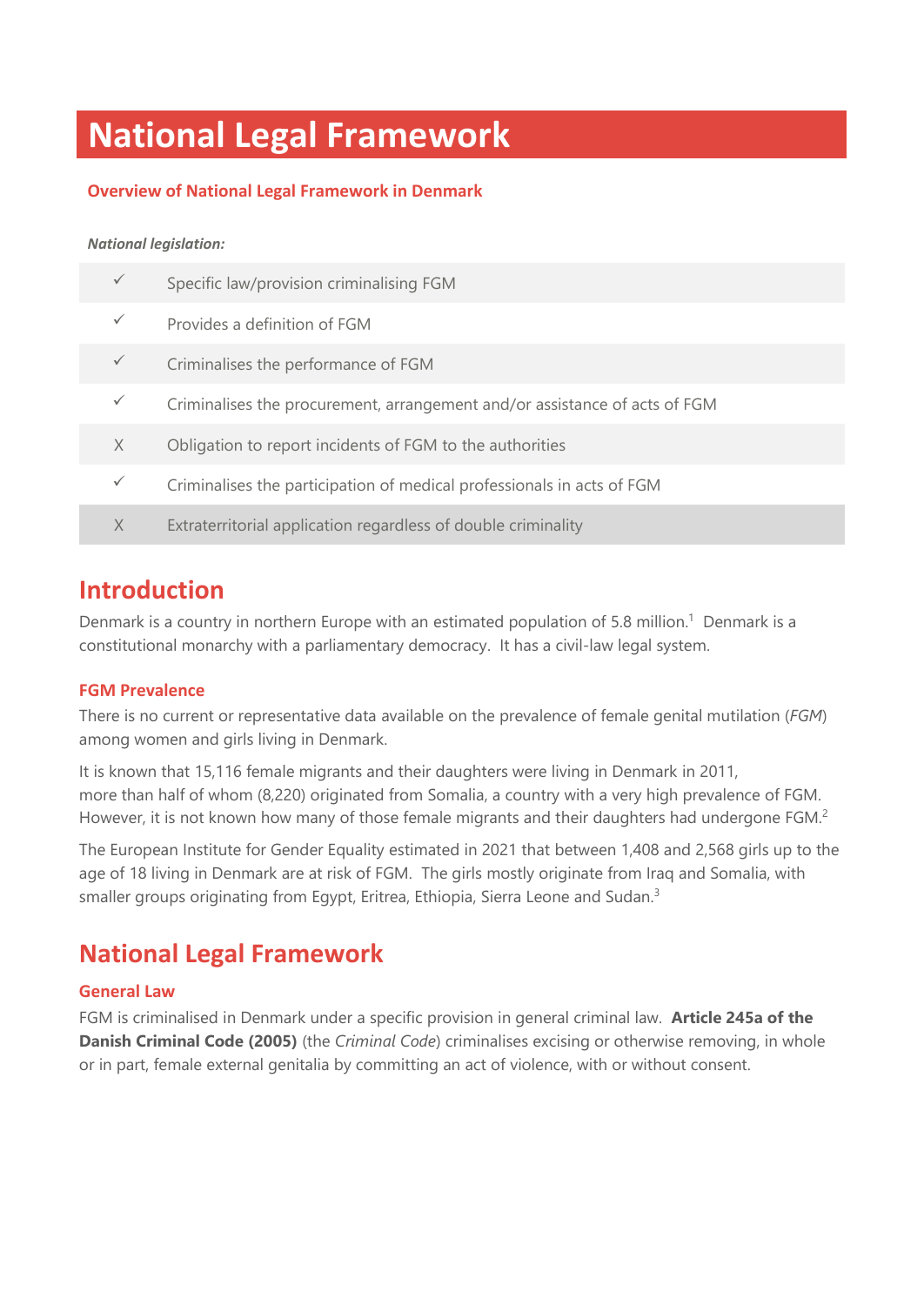# National Legal Framework

## Overview of National Legal Framework in Denmark

***National legislation:***

| | |
|---|---|
| ✓ | Specific law/provision criminalising FGM |
| ✓ | Provides a definition of FGM |
| ✓ | Criminalises the performance of FGM |
| ✓ | Criminalises the procurement, arrangement and/or assistance of acts of FGM |
| X | Obligation to report incidents of FGM to the authorities |
| ✓ | Criminalises the participation of medical professionals in acts of FGM |
| X | Extraterritorial application regardless of double criminality |

## Introduction

Denmark is a country in northern Europe with an estimated population of 5.8 million.[1] Denmark is a constitutional monarchy with a parliamentary democracy. It has a civil-law legal system.

### FGM Prevalence

There is no current or representative data available on the prevalence of female genital mutilation (*FGM*) among women and girls living in Denmark.

It is known that 15,116 female migrants and their daughters were living in Denmark in 2011, more than half of whom (8,220) originated from Somalia, a country with a very high prevalence of FGM. However, it is not known how many of those female migrants and their daughters had undergone FGM.[2]

The European Institute for Gender Equality estimated in 2021 that between 1,408 and 2,568 girls up to the age of 18 living in Denmark are at risk of FGM. The girls mostly originate from Iraq and Somalia, with smaller groups originating from Egypt, Eritrea, Ethiopia, Sierra Leone and Sudan.[3]

## National Legal Framework

### General Law

FGM is criminalised in Denmark under a specific provision in general criminal law. **Article 245a of the Danish Criminal Code (2005)** (the *Criminal Code*) criminalises excising or otherwise removing, in whole or in part, female external genitalia by committing an act of violence, with or without consent.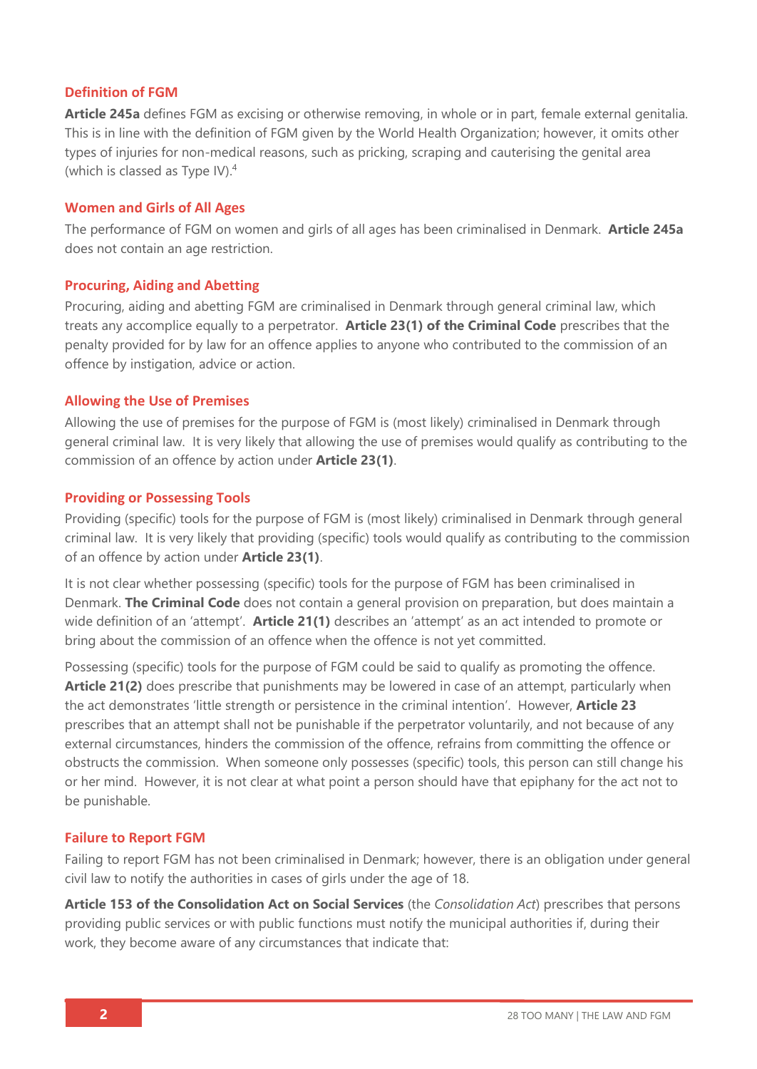### Definition of FGM

**Article 245a** defines FGM as excising or otherwise removing, in whole or in part, female external genitalia. This is in line with the definition of FGM given by the World Health Organization; however, it omits other types of injuries for non-medical reasons, such as pricking, scraping and cauterising the genital area (which is classed as Type IV).[4]

### Women and Girls of All Ages

The performance of FGM on women and girls of all ages has been criminalised in Denmark. **Article 245a** does not contain an age restriction.

### Procuring, Aiding and Abetting

Procuring, aiding and abetting FGM are criminalised in Denmark through general criminal law, which treats any accomplice equally to a perpetrator. **Article 23(1) of the Criminal Code** prescribes that the penalty provided for by law for an offence applies to anyone who contributed to the commission of an offence by instigation, advice or action.

### Allowing the Use of Premises

Allowing the use of premises for the purpose of FGM is (most likely) criminalised in Denmark through general criminal law. It is very likely that allowing the use of premises would qualify as contributing to the commission of an offence by action under **Article 23(1)**.

### Providing or Possessing Tools

Providing (specific) tools for the purpose of FGM is (most likely) criminalised in Denmark through general criminal law. It is very likely that providing (specific) tools would qualify as contributing to the commission of an offence by action under **Article 23(1)**.

It is not clear whether possessing (specific) tools for the purpose of FGM has been criminalised in Denmark. **The Criminal Code** does not contain a general provision on preparation, but does maintain a wide definition of an 'attempt'. **Article 21(1)** describes an 'attempt' as an act intended to promote or bring about the commission of an offence when the offence is not yet committed.

Possessing (specific) tools for the purpose of FGM could be said to qualify as promoting the offence. **Article 21(2)** does prescribe that punishments may be lowered in case of an attempt, particularly when the act demonstrates 'little strength or persistence in the criminal intention'. However, **Article 23** prescribes that an attempt shall not be punishable if the perpetrator voluntarily, and not because of any external circumstances, hinders the commission of the offence, refrains from committing the offence or obstructs the commission. When someone only possesses (specific) tools, this person can still change his or her mind. However, it is not clear at what point a person should have that epiphany for the act not to be punishable.

### Failure to Report FGM

Failing to report FGM has not been criminalised in Denmark; however, there is an obligation under general civil law to notify the authorities in cases of girls under the age of 18.

**Article 153 of the Consolidation Act on Social Services** (the *Consolidation Act*) prescribes that persons providing public services or with public functions must notify the municipal authorities if, during their work, they become aware of any circumstances that indicate that: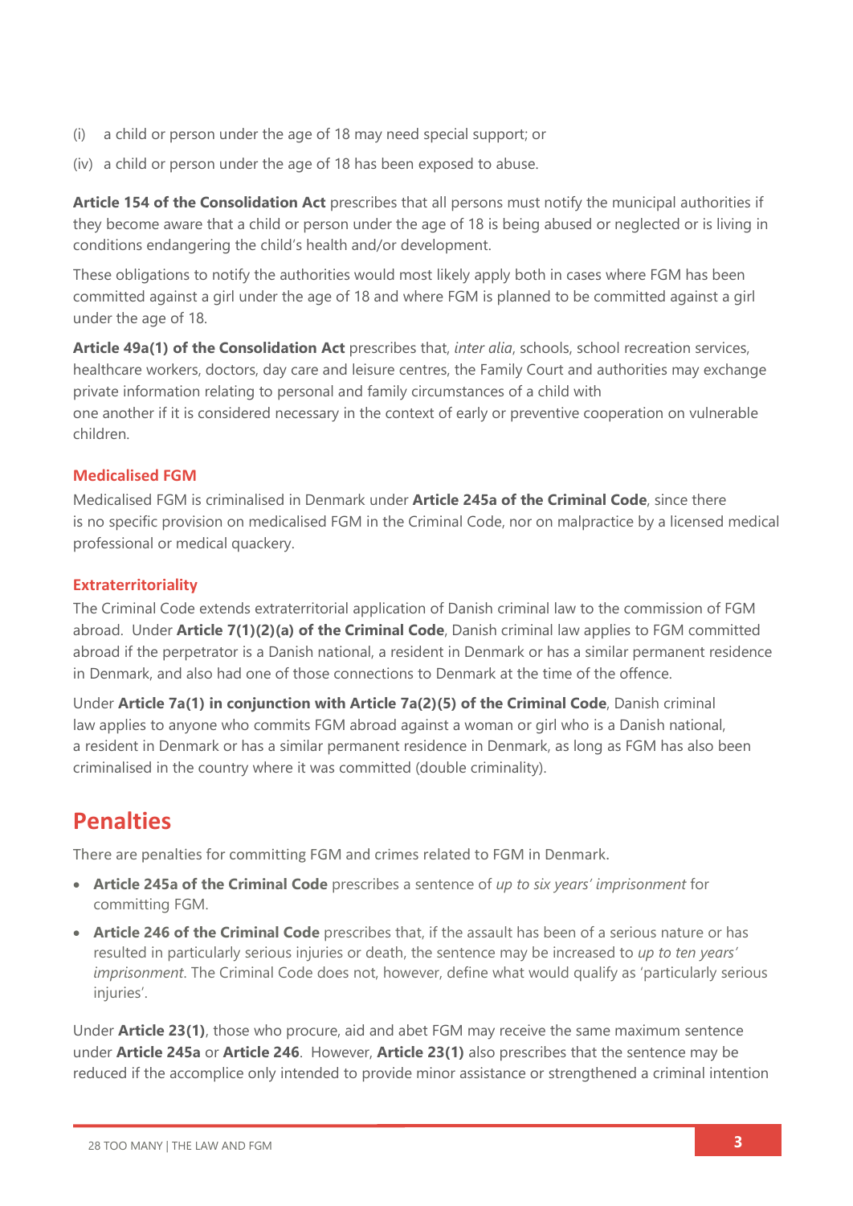(i) a child or person under the age of 18 may need special support; or

(iv) a child or person under the age of 18 has been exposed to abuse.

**Article 154 of the Consolidation Act** prescribes that all persons must notify the municipal authorities if they become aware that a child or person under the age of 18 is being abused or neglected or is living in conditions endangering the child's health and/or development.

These obligations to notify the authorities would most likely apply both in cases where FGM has been committed against a girl under the age of 18 and where FGM is planned to be committed against a girl under the age of 18.

**Article 49a(1) of the Consolidation Act** prescribes that, *inter alia*, schools, school recreation services, healthcare workers, doctors, day care and leisure centres, the Family Court and authorities may exchange private information relating to personal and family circumstances of a child with one another if it is considered necessary in the context of early or preventive cooperation on vulnerable children.

### Medicalised FGM

Medicalised FGM is criminalised in Denmark under **Article 245a of the Criminal Code**, since there is no specific provision on medicalised FGM in the Criminal Code, nor on malpractice by a licensed medical professional or medical quackery.

### Extraterritoriality

The Criminal Code extends extraterritorial application of Danish criminal law to the commission of FGM abroad. Under **Article 7(1)(2)(a) of the Criminal Code**, Danish criminal law applies to FGM committed abroad if the perpetrator is a Danish national, a resident in Denmark or has a similar permanent residence in Denmark, and also had one of those connections to Denmark at the time of the offence.

Under **Article 7a(1) in conjunction with Article 7a(2)(5) of the Criminal Code**, Danish criminal law applies to anyone who commits FGM abroad against a woman or girl who is a Danish national, a resident in Denmark or has a similar permanent residence in Denmark, as long as FGM has also been criminalised in the country where it was committed (double criminality).

## Penalties

There are penalties for committing FGM and crimes related to FGM in Denmark.

- **Article 245a of the Criminal Code** prescribes a sentence of *up to six years' imprisonment* for committing FGM.
- **Article 246 of the Criminal Code** prescribes that, if the assault has been of a serious nature or has resulted in particularly serious injuries or death, the sentence may be increased to *up to ten years' imprisonment*. The Criminal Code does not, however, define what would qualify as 'particularly serious injuries'.

Under **Article 23(1)**, those who procure, aid and abet FGM may receive the same maximum sentence under **Article 245a** or **Article 246**. However, **Article 23(1)** also prescribes that the sentence may be reduced if the accomplice only intended to provide minor assistance or strengthened a criminal intention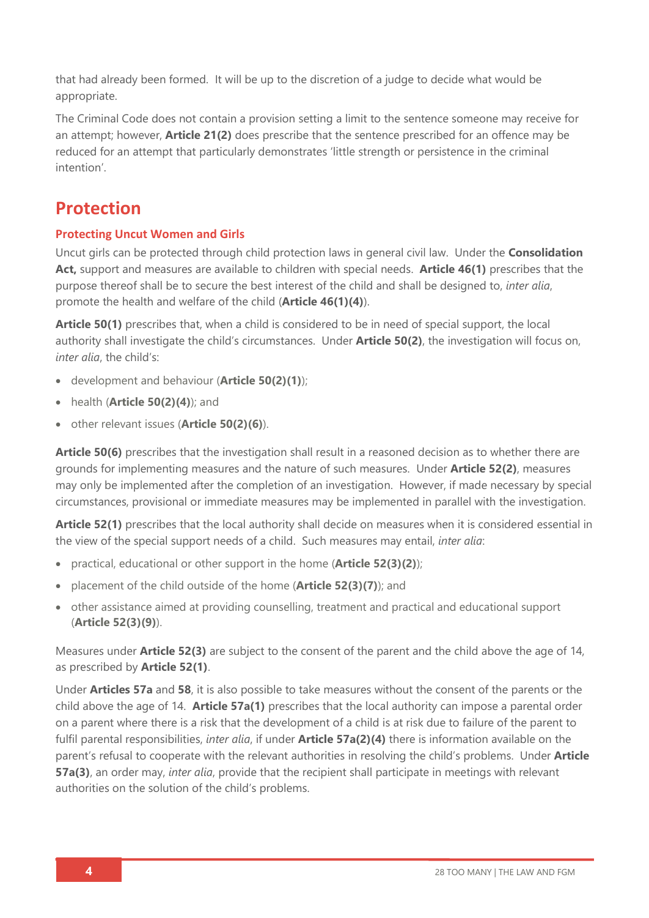that had already been formed. It will be up to the discretion of a judge to decide what would be appropriate.

The Criminal Code does not contain a provision setting a limit to the sentence someone may receive for an attempt; however, **Article 21(2)** does prescribe that the sentence prescribed for an offence may be reduced for an attempt that particularly demonstrates 'little strength or persistence in the criminal intention'.

## Protection

### Protecting Uncut Women and Girls

Uncut girls can be protected through child protection laws in general civil law. Under the **Consolidation Act,** support and measures are available to children with special needs. **Article 46(1)** prescribes that the purpose thereof shall be to secure the best interest of the child and shall be designed to, *inter alia*, promote the health and welfare of the child (**Article 46(1)(4)**).

**Article 50(1)** prescribes that, when a child is considered to be in need of special support, the local authority shall investigate the child's circumstances. Under **Article 50(2)**, the investigation will focus on, *inter alia*, the child's:

- development and behaviour (**Article 50(2)(1)**);
- health (**Article 50(2)(4)**); and
- other relevant issues (**Article 50(2)(6)**).

**Article 50(6)** prescribes that the investigation shall result in a reasoned decision as to whether there are grounds for implementing measures and the nature of such measures. Under **Article 52(2)**, measures may only be implemented after the completion of an investigation. However, if made necessary by special circumstances, provisional or immediate measures may be implemented in parallel with the investigation.

**Article 52(1)** prescribes that the local authority shall decide on measures when it is considered essential in the view of the special support needs of a child. Such measures may entail, *inter alia*:

- practical, educational or other support in the home (**Article 52(3)(2)**);
- placement of the child outside of the home (**Article 52(3)(7)**); and
- other assistance aimed at providing counselling, treatment and practical and educational support (**Article 52(3)(9)**).

Measures under **Article 52(3)** are subject to the consent of the parent and the child above the age of 14, as prescribed by **Article 52(1)**.

Under **Articles 57a** and **58**, it is also possible to take measures without the consent of the parents or the child above the age of 14. **Article 57a(1)** prescribes that the local authority can impose a parental order on a parent where there is a risk that the development of a child is at risk due to failure of the parent to fulfil parental responsibilities, *inter alia*, if under **Article 57a(2)(4)** there is information available on the parent's refusal to cooperate with the relevant authorities in resolving the child's problems. Under **Article 57a(3)**, an order may, *inter alia*, provide that the recipient shall participate in meetings with relevant authorities on the solution of the child's problems.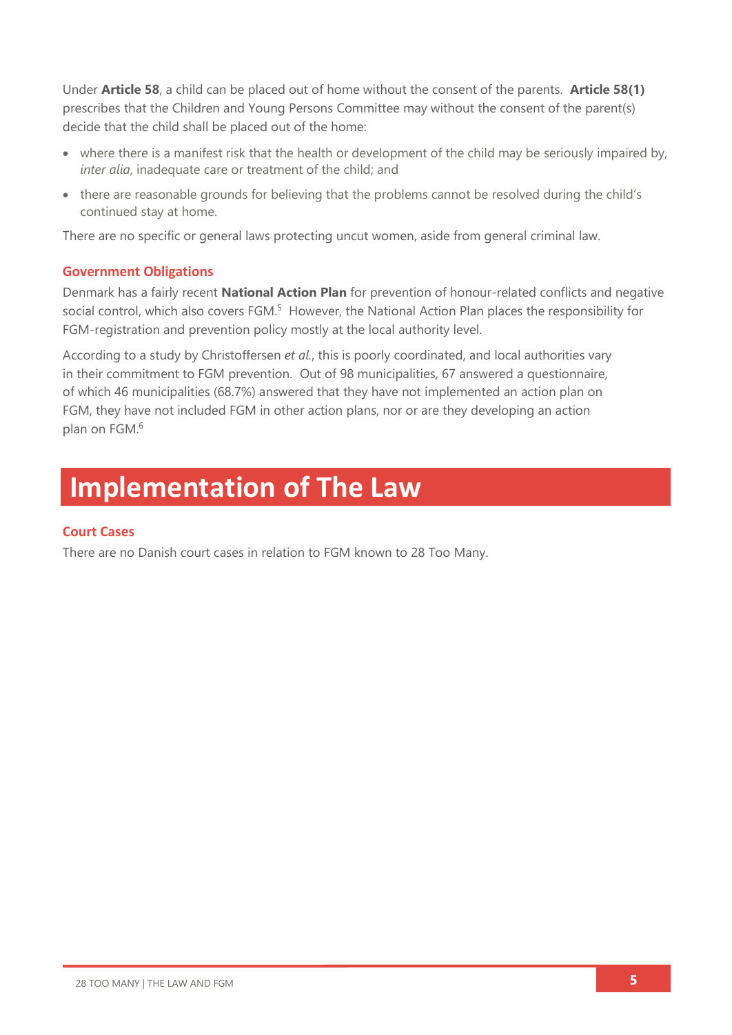Under **Article 58**, a child can be placed out of home without the consent of the parents. **Article 58(1)** prescribes that the Children and Young Persons Committee may without the consent of the parent(s) decide that the child shall be placed out of the home:

- where there is a manifest risk that the health or development of the child may be seriously impaired by, *inter alia*, inadequate care or treatment of the child; and
- there are reasonable grounds for believing that the problems cannot be resolved during the child's continued stay at home.

There are no specific or general laws protecting uncut women, aside from general criminal law.

### Government Obligations

Denmark has a fairly recent **National Action Plan** for prevention of honour-related conflicts and negative social control, which also covers FGM.[5] However, the National Action Plan places the responsibility for FGM-registration and prevention policy mostly at the local authority level.

According to a study by Christoffersen *et al.*, this is poorly coordinated, and local authorities vary in their commitment to FGM prevention. Out of 98 municipalities, 67 answered a questionnaire, of which 46 municipalities (68.7%) answered that they have not implemented an action plan on FGM, they have not included FGM in other action plans, nor or are they developing an action plan on FGM.[6]

## Implementation of The Law

### Court Cases

There are no Danish court cases in relation to FGM known to 28 Too Many.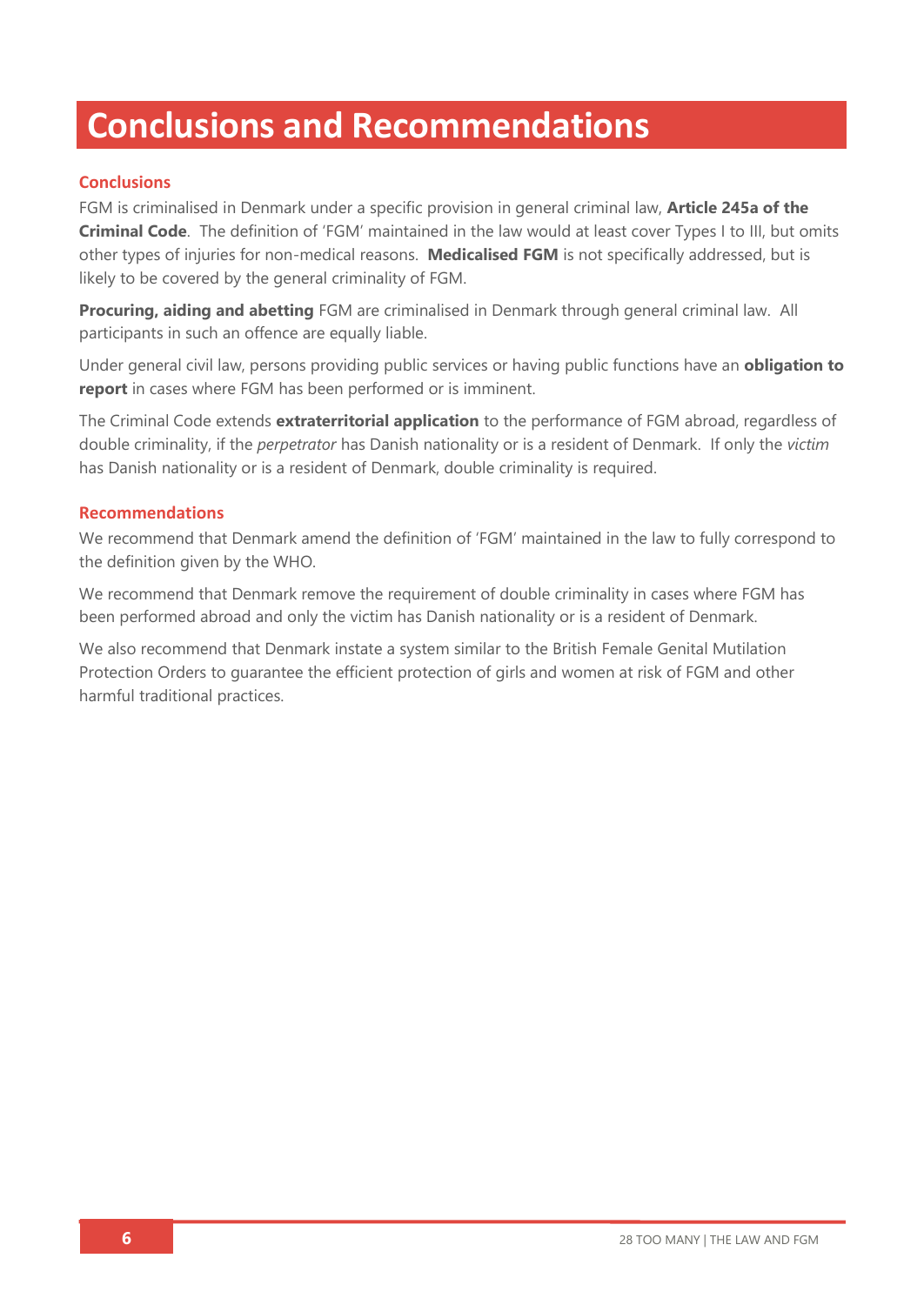# Conclusions and Recommendations

## Conclusions

FGM is criminalised in Denmark under a specific provision in general criminal law, **Article 245a of the Criminal Code**. The definition of 'FGM' maintained in the law would at least cover Types I to III, but omits other types of injuries for non-medical reasons. **Medicalised FGM** is not specifically addressed, but is likely to be covered by the general criminality of FGM.

**Procuring, aiding and abetting** FGM are criminalised in Denmark through general criminal law. All participants in such an offence are equally liable.

Under general civil law, persons providing public services or having public functions have an **obligation to report** in cases where FGM has been performed or is imminent.

The Criminal Code extends **extraterritorial application** to the performance of FGM abroad, regardless of double criminality, if the *perpetrator* has Danish nationality or is a resident of Denmark. If only the *victim* has Danish nationality or is a resident of Denmark, double criminality is required.

## Recommendations

We recommend that Denmark amend the definition of 'FGM' maintained in the law to fully correspond to the definition given by the WHO.

We recommend that Denmark remove the requirement of double criminality in cases where FGM has been performed abroad and only the victim has Danish nationality or is a resident of Denmark.

We also recommend that Denmark instate a system similar to the British Female Genital Mutilation Protection Orders to guarantee the efficient protection of girls and women at risk of FGM and other harmful traditional practices.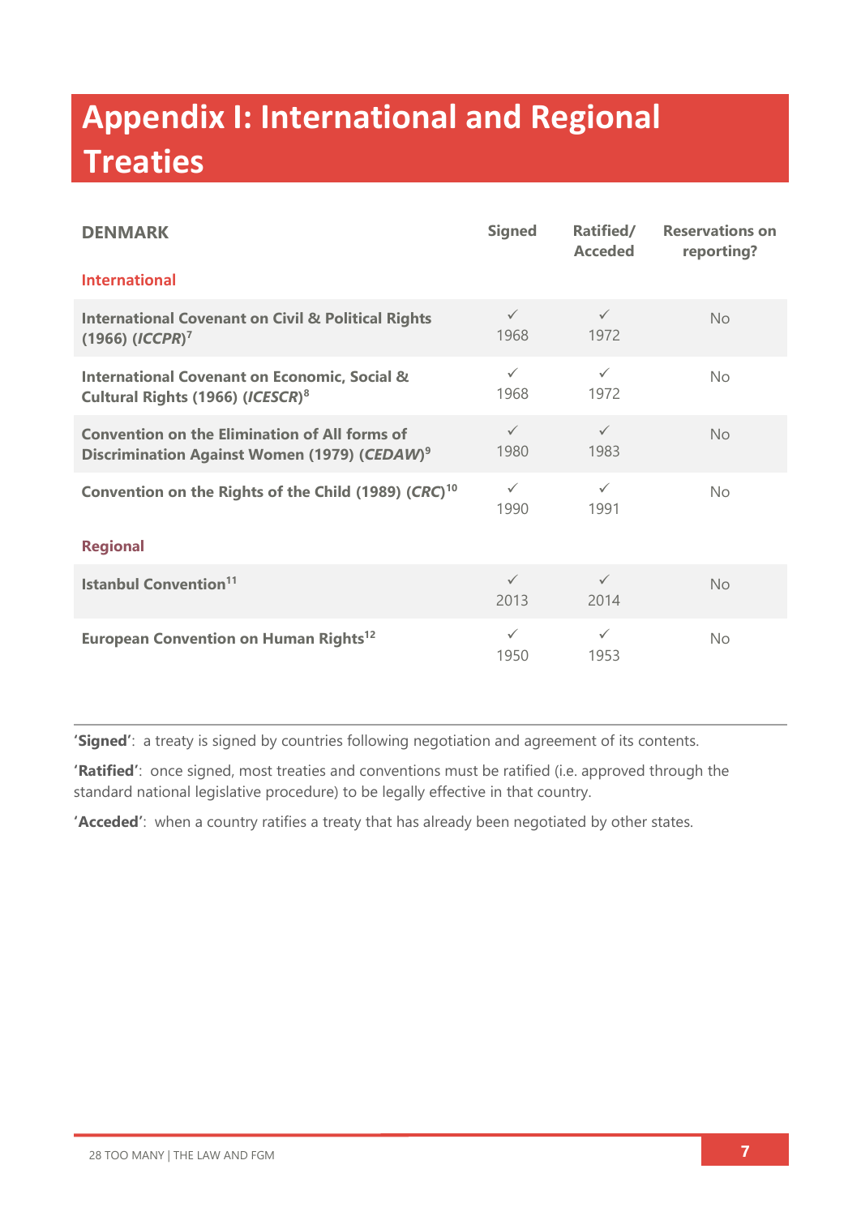# Appendix I: International and Regional Treaties

| DENMARK | Signed | Ratified/ Acceded | Reservations on reporting? |
|---|---|---|---|
| **International** | | | |
| **International Covenant on Civil & Political Rights (1966) (*ICCPR*)**[7] | ✓ 1968 | ✓ 1972 | No |
| **International Covenant on Economic, Social & Cultural Rights (1966) (*ICESCR*)**[8] | ✓ 1968 | ✓ 1972 | No |
| **Convention on the Elimination of All forms of Discrimination Against Women (1979) (*CEDAW*)**[9] | ✓ 1980 | ✓ 1983 | No |
| **Convention on the Rights of the Child (1989) (*CRC*)**[10] | ✓ 1990 | ✓ 1991 | No |
| **Regional** | | | |
| **Istanbul Convention**[11] | ✓ 2013 | ✓ 2014 | No |
| **European Convention on Human Rights**[12] | ✓ 1950 | ✓ 1953 | No |

**'Signed'**: a treaty is signed by countries following negotiation and agreement of its contents.

**'Ratified'**: once signed, most treaties and conventions must be ratified (i.e. approved through the standard national legislative procedure) to be legally effective in that country.

**'Acceded'**: when a country ratifies a treaty that has already been negotiated by other states.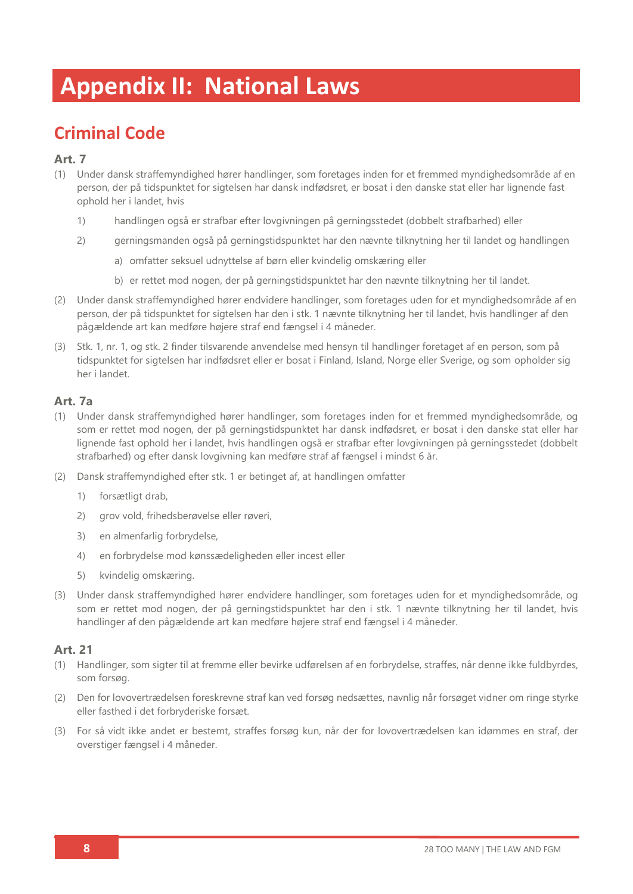# Appendix II: National Laws

## Criminal Code

### Art. 7

(1) Under dansk straffemyndighed hører handlinger, som foretages inden for et fremmed myndighedsområde af en person, der på tidspunktet for sigtelsen har dansk indfødsret, er bosat i den danske stat eller har lignende fast ophold her i landet, hvis

1) handlingen også er strafbar efter lovgivningen på gerningsstedet (dobbelt strafbarhed) eller

2) gerningsmanden også på gerningstidspunktet har den nævnte tilknytning her til landet og handlingen

   a) omfatter seksuel udnyttelse af børn eller kvindelig omskæring eller

   b) er rettet mod nogen, der på gerningstidspunktet har den nævnte tilknytning her til landet.

(2) Under dansk straffemyndighed hører endvidere handlinger, som foretages uden for et myndighedsområde af en person, der på tidspunktet for sigtelsen har den i stk. 1 nævnte tilknytning her til landet, hvis handlinger af den pågældende art kan medføre højere straf end fængsel i 4 måneder.

(3) Stk. 1, nr. 1, og stk. 2 finder tilsvarende anvendelse med hensyn til handlinger foretaget af en person, som på tidspunktet for sigtelsen har indfødsret eller er bosat i Finland, Island, Norge eller Sverige, og som opholder sig her i landet.

### Art. 7a

(1) Under dansk straffemyndighed hører handlinger, som foretages inden for et fremmed myndighedsområde, og som er rettet mod nogen, der på gerningstidspunktet har dansk indfødsret, er bosat i den danske stat eller har lignende fast ophold her i landet, hvis handlingen også er strafbar efter lovgivningen på gerningsstedet (dobbelt strafbarhed) og efter dansk lovgivning kan medføre straf af fængsel i mindst 6 år.

(2) Dansk straffemyndighed efter stk. 1 er betinget af, at handlingen omfatter

1) forsætligt drab,

2) grov vold, frihedsberøvelse eller røveri,

3) en almenfarlig forbrydelse,

4) en forbrydelse mod kønssædeligheden eller incest eller

5) kvindelig omskæring.

(3) Under dansk straffemyndighed hører endvidere handlinger, som foretages uden for et myndighedsområde, og som er rettet mod nogen, der på gerningstidspunktet har den i stk. 1 nævnte tilknytning her til landet, hvis handlinger af den pågældende art kan medføre højere straf end fængsel i 4 måneder.

### Art. 21

(1) Handlinger, som sigter til at fremme eller bevirke udførelsen af en forbrydelse, straffes, når denne ikke fuldbyrdes, som forsøg.

(2) Den for lovovertrædelsen foreskrevne straf kan ved forsøg nedsættes, navnlig når forsøget vidner om ringe styrke eller fasthed i det forbryderiske forsæt.

(3) For så vidt ikke andet er bestemt, straffes forsøg kun, når der for lovovertrædelsen kan idømmes en straf, der overstiger fængsel i 4 måneder.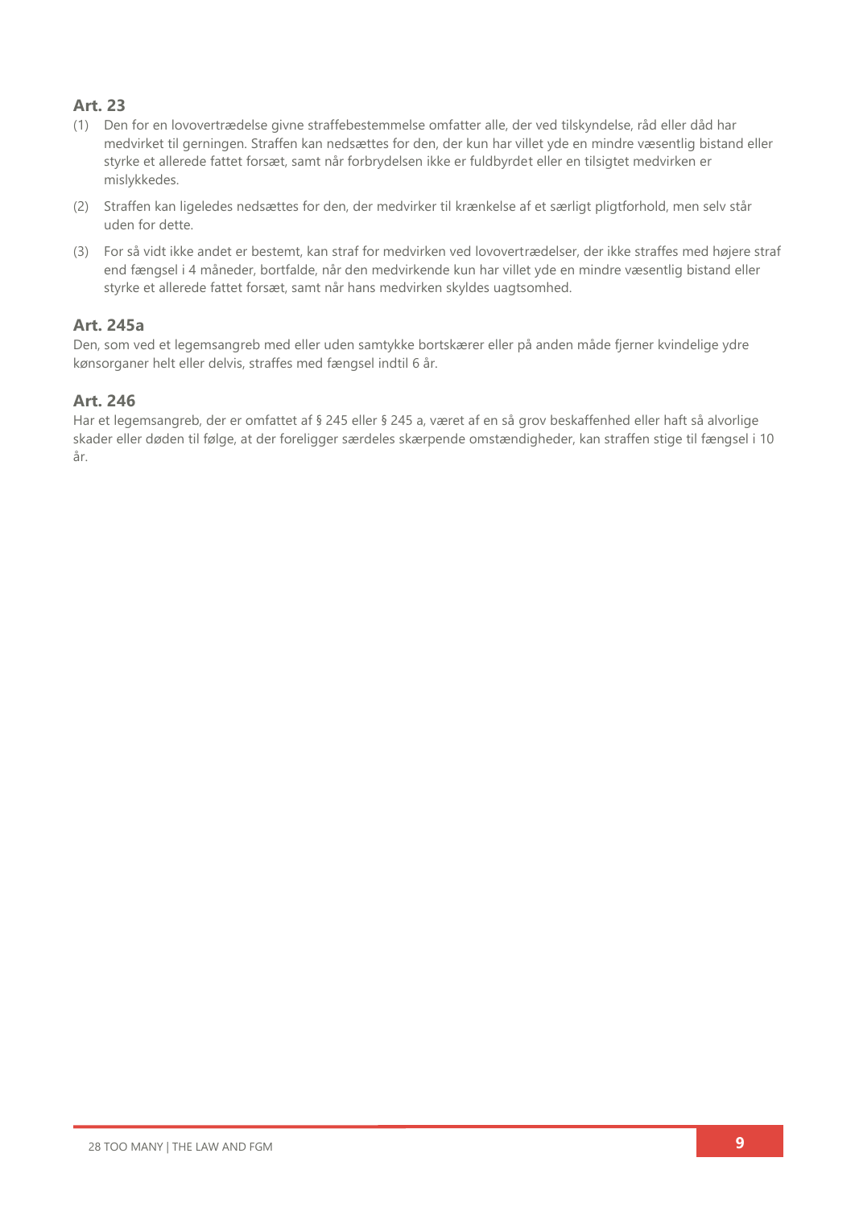### Art. 23

(1) Den for en lovovertrædelse givne straffebestemmelse omfatter alle, der ved tilskyndelse, råd eller dåd har medvirket til gerningen. Straffen kan nedsættes for den, der kun har villet yde en mindre væsentlig bistand eller styrke et allerede fattet forsæt, samt når forbrydelsen ikke er fuldbyrdet eller en tilsigtet medvirken er mislykkedes.

(2) Straffen kan ligeledes nedsættes for den, der medvirker til krænkelse af et særligt pligtforhold, men selv står uden for dette.

(3) For så vidt ikke andet er bestemt, kan straf for medvirken ved lovovertrædelser, der ikke straffes med højere straf end fængsel i 4 måneder, bortfalde, når den medvirkende kun har villet yde en mindre væsentlig bistand eller styrke et allerede fattet forsæt, samt når hans medvirken skyldes uagtsomhed.

### Art. 245a

Den, som ved et legemsangreb med eller uden samtykke bortskærer eller på anden måde fjerner kvindelige ydre kønsorganer helt eller delvis, straffes med fængsel indtil 6 år.

### Art. 246

Har et legemsangreb, der er omfattet af § 245 eller § 245 a, været af en så grov beskaffenhed eller haft så alvorlige skader eller døden til følge, at der foreligger særdeles skærpende omstændigheder, kan straffen stige til fængsel i 10 år.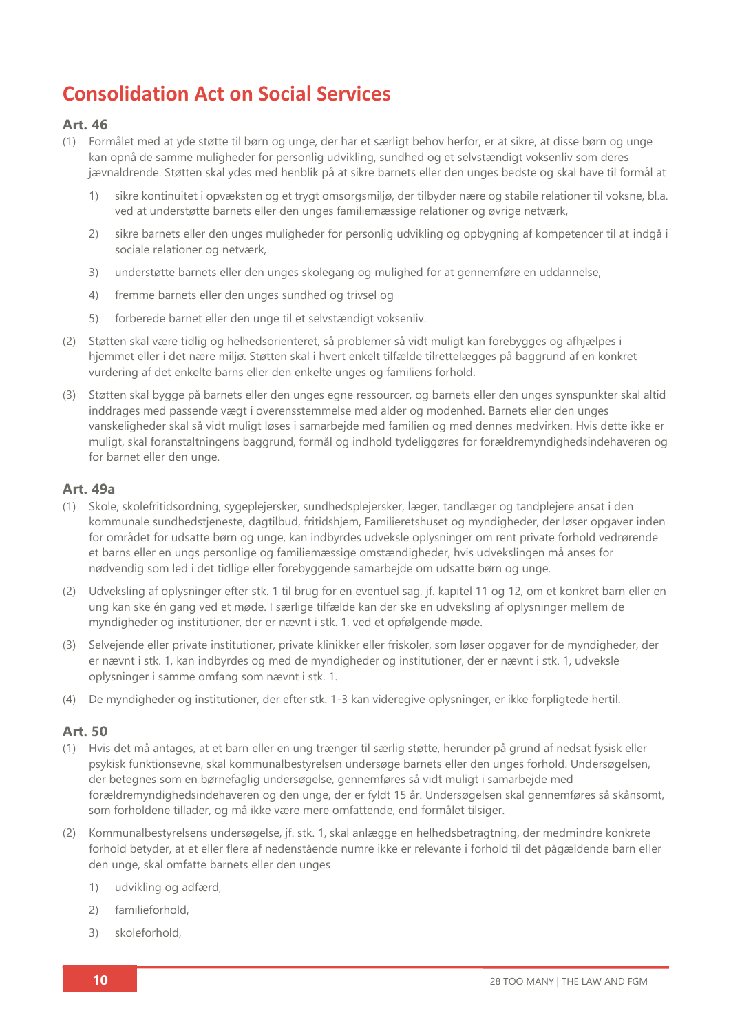# Consolidation Act on Social Services

### Art. 46

(1) Formålet med at yde støtte til børn og unge, der har et særligt behov herfor, er at sikre, at disse børn og unge kan opnå de samme muligheder for personlig udvikling, sundhed og et selvstændigt voksenliv som deres jævnaldrende. Støtten skal ydes med henblik på at sikre barnets eller den unges bedste og skal have til formål at

1) sikre kontinuitet i opvæksten og et trygt omsorgsmiljø, der tilbyder nære og stabile relationer til voksne, bl.a. ved at understøtte barnets eller den unges familiemæssige relationer og øvrige netværk,
2) sikre barnets eller den unges muligheder for personlig udvikling og opbygning af kompetencer til at indgå i sociale relationer og netværk,
3) understøtte barnets eller den unges skolegang og mulighed for at gennemføre en uddannelse,
4) fremme barnets eller den unges sundhed og trivsel og
5) forberede barnet eller den unge til et selvstændigt voksenliv.

(2) Støtten skal være tidlig og helhedsorienteret, så problemer så vidt muligt kan forebygges og afhjælpes i hjemmet eller i det nære miljø. Støtten skal i hvert enkelt tilfælde tilrettelægges på baggrund af en konkret vurdering af det enkelte barns eller den enkelte unges og familiens forhold.

(3) Støtten skal bygge på barnets eller den unges egne ressourcer, og barnets eller den unges synspunkter skal altid inddrages med passende vægt i overensstemmelse med alder og modenhed. Barnets eller den unges vanskeligheder skal så vidt muligt løses i samarbejde med familien og med dennes medvirken. Hvis dette ikke er muligt, skal foranstaltningens baggrund, formål og indhold tydeliggøres for forældremyndighedsindehaveren og for barnet eller den unge.

### Art. 49a

(1) Skole, skolefritidsordning, sygeplejersker, sundhedsplejersker, læger, tandlæger og tandplejere ansat i den kommunale sundhedstjeneste, dagtilbud, fritidshjem, Familieretshuset og myndigheder, der løser opgaver inden for området for udsatte børn og unge, kan indbyrdes udveksle oplysninger om rent private forhold vedrørende et barns eller en ungs personlige og familiemæssige omstændigheder, hvis udvekslingen må anses for nødvendig som led i det tidlige eller forebyggende samarbejde om udsatte børn og unge.

(2) Udveksling af oplysninger efter stk. 1 til brug for en eventuel sag, jf. kapitel 11 og 12, om et konkret barn eller en ung kan ske én gang ved et møde. I særlige tilfælde kan der ske en udveksling af oplysninger mellem de myndigheder og institutioner, der er nævnt i stk. 1, ved et opfølgende møde.

(3) Selvejende eller private institutioner, private klinikker eller friskoler, som løser opgaver for de myndigheder, der er nævnt i stk. 1, kan indbyrdes og med de myndigheder og institutioner, der er nævnt i stk. 1, udveksle oplysninger i samme omfang som nævnt i stk. 1.

(4) De myndigheder og institutioner, der efter stk. 1-3 kan videregive oplysninger, er ikke forpligtede hertil.

### Art. 50

(1) Hvis det må antages, at et barn eller en ung trænger til særlig støtte, herunder på grund af nedsat fysisk eller psykisk funktionsevne, skal kommunalbestyrelsen undersøge barnets eller den unges forhold. Undersøgelsen, der betegnes som en børnefaglig undersøgelse, gennemføres så vidt muligt i samarbejde med forældremyndighedsindehaveren og den unge, der er fyldt 15 år. Undersøgelsen skal gennemføres så skånsomt, som forholdene tillader, og må ikke være mere omfattende, end formålet tilsiger.

(2) Kommunalbestyrelsens undersøgelse, jf. stk. 1, skal anlægge en helhedsbetragtning, der medmindre konkrete forhold betyder, at et eller flere af nedenstående numre ikke er relevante i forhold til det pågældende barn eller den unge, skal omfatte barnets eller den unges

1) udvikling og adfærd,
2) familieforhold,
3) skoleforhold,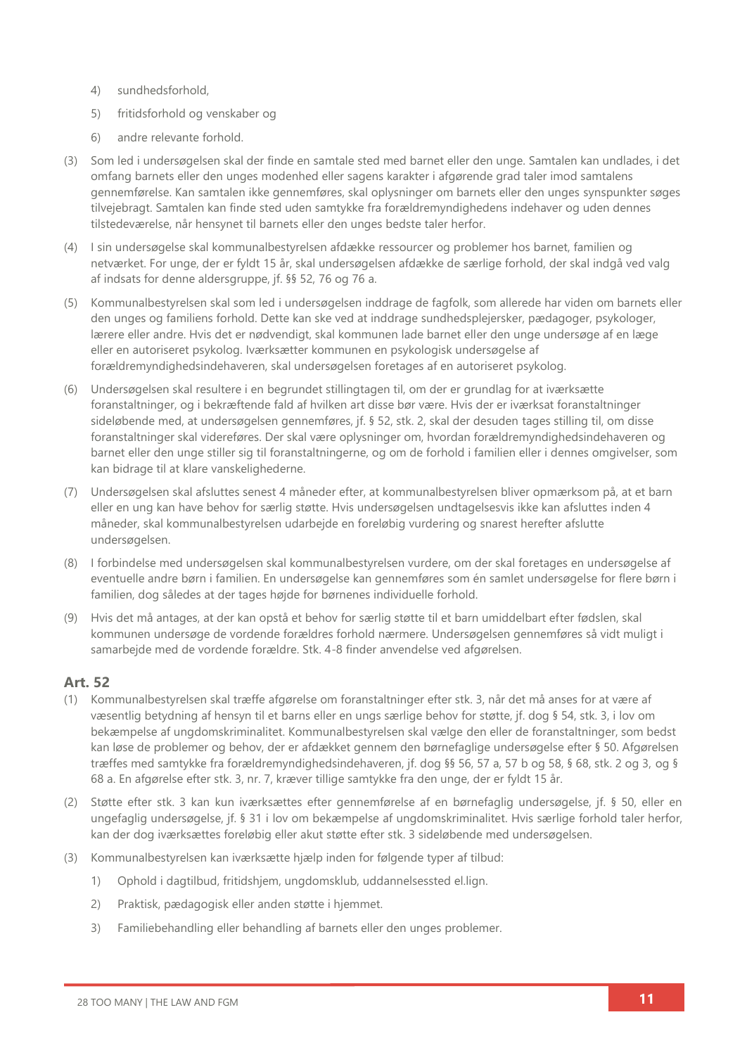4) sundhedsforhold,

5) fritidsforhold og venskaber og

6) andre relevante forhold.

(3) Som led i undersøgelsen skal der finde en samtale sted med barnet eller den unge. Samtalen kan undlades, i det omfang barnets eller den unges modenhed eller sagens karakter i afgørende grad taler imod samtalens gennemførelse. Kan samtalen ikke gennemføres, skal oplysninger om barnets eller den unges synspunkter søges tilvejebragt. Samtalen kan finde sted uden samtykke fra forældremyndighedens indehaver og uden dennes tilstedeværelse, når hensynet til barnets eller den unges bedste taler herfor.

(4) I sin undersøgelse skal kommunalbestyrelsen afdække ressourcer og problemer hos barnet, familien og netværket. For unge, der er fyldt 15 år, skal undersøgelsen afdække de særlige forhold, der skal indgå ved valg af indsats for denne aldersgruppe, jf. §§ 52, 76 og 76 a.

(5) Kommunalbestyrelsen skal som led i undersøgelsen inddrage de fagfolk, som allerede har viden om barnets eller den unges og familiens forhold. Dette kan ske ved at inddrage sundhedsplejersker, pædagoger, psykologer, lærere eller andre. Hvis det er nødvendigt, skal kommunen lade barnet eller den unge undersøge af en læge eller en autoriseret psykolog. Iværksætter kommunen en psykologisk undersøgelse af forældremyndighedsindehaveren, skal undersøgelsen foretages af en autoriseret psykolog.

(6) Undersøgelsen skal resultere i en begrundet stillingtagen til, om der er grundlag for at iværksætte foranstaltninger, og i bekræftende fald af hvilken art disse bør være. Hvis der er iværksat foranstaltninger sideløbende med, at undersøgelsen gennemføres, jf. § 52, stk. 2, skal der desuden tages stilling til, om disse foranstaltninger skal videreføres. Der skal være oplysninger om, hvordan forældremyndighedsindehaveren og barnet eller den unge stiller sig til foranstaltningerne, og om de forhold i familien eller i dennes omgivelser, som kan bidrage til at klare vanskelighederne.

(7) Undersøgelsen skal afsluttes senest 4 måneder efter, at kommunalbestyrelsen bliver opmærksom på, at et barn eller en ung kan have behov for særlig støtte. Hvis undersøgelsen undtagelsesvis ikke kan afsluttes inden 4 måneder, skal kommunalbestyrelsen udarbejde en foreløbig vurdering og snarest herefter afslutte undersøgelsen.

(8) I forbindelse med undersøgelsen skal kommunalbestyrelsen vurdere, om der skal foretages en undersøgelse af eventuelle andre børn i familien. En undersøgelse kan gennemføres som én samlet undersøgelse for flere børn i familien, dog således at der tages højde for børnenes individuelle forhold.

(9) Hvis det må antages, at der kan opstå et behov for særlig støtte til et barn umiddelbart efter fødslen, skal kommunen undersøge de vordende forældres forhold nærmere. Undersøgelsen gennemføres så vidt muligt i samarbejde med de vordende forældre. Stk. 4-8 finder anvendelse ved afgørelsen.

### Art. 52

(1) Kommunalbestyrelsen skal træffe afgørelse om foranstaltninger efter stk. 3, når det må anses for at være af væsentlig betydning af hensyn til et barns eller en ungs særlige behov for støtte, jf. dog § 54, stk. 3, i lov om bekæmpelse af ungdomskriminalitet. Kommunalbestyrelsen skal vælge den eller de foranstaltninger, som bedst kan løse de problemer og behov, der er afdækket gennem den børnefaglige undersøgelse efter § 50. Afgørelsen træffes med samtykke fra forældremyndighedsindehaveren, jf. dog §§ 56, 57 a, 57 b og 58, § 68, stk. 2 og 3, og § 68 a. En afgørelse efter stk. 3, nr. 7, kræver tillige samtykke fra den unge, der er fyldt 15 år.

(2) Støtte efter stk. 3 kan kun iværksættes efter gennemførelse af en børnefaglig undersøgelse, jf. § 50, eller en ungefaglig undersøgelse, jf. § 31 i lov om bekæmpelse af ungdomskriminalitet. Hvis særlige forhold taler herfor, kan der dog iværksættes foreløbig eller akut støtte efter stk. 3 sideløbende med undersøgelsen.

(3) Kommunalbestyrelsen kan iværksætte hjælp inden for følgende typer af tilbud:

1) Ophold i dagtilbud, fritidshjem, ungdomsklub, uddannelsessted el.lign.

2) Praktisk, pædagogisk eller anden støtte i hjemmet.

3) Familiebehandling eller behandling af barnets eller den unges problemer.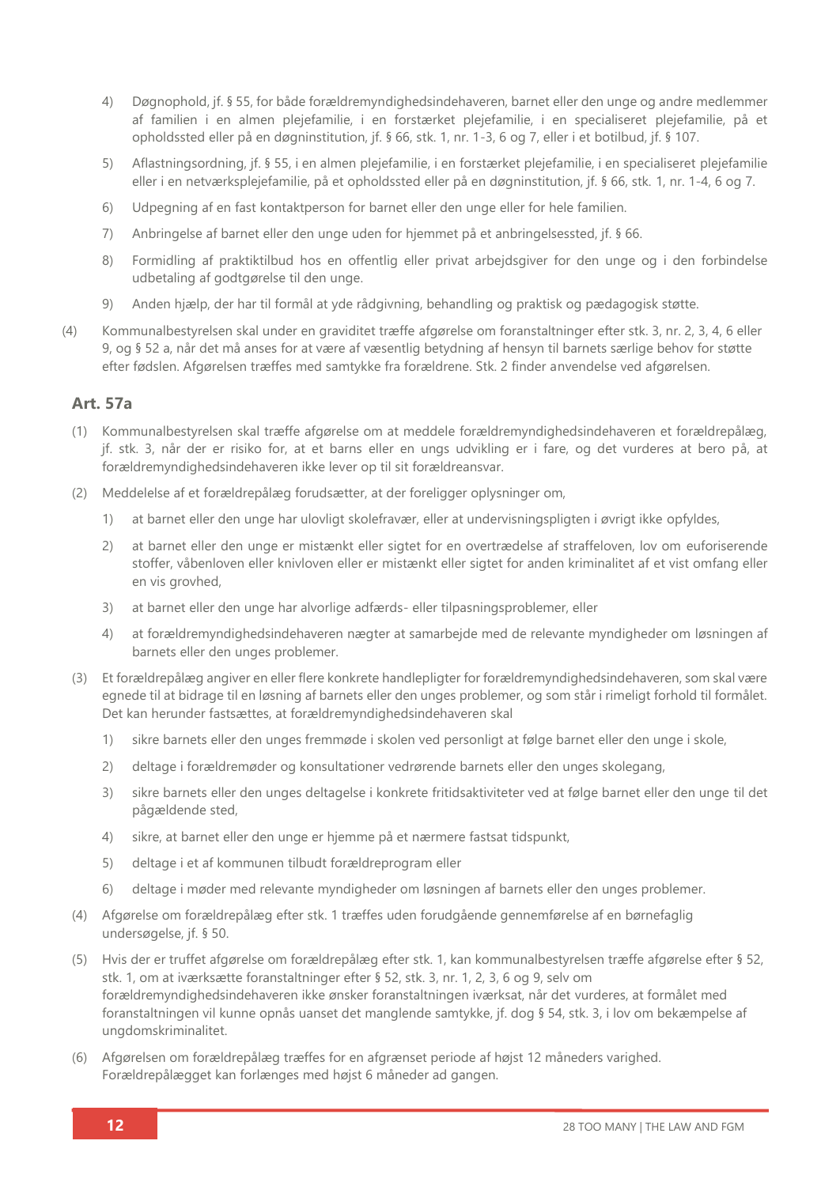4) Døgnophold, jf. § 55, for både forældremyndighedsindehaveren, barnet eller den unge og andre medlemmer af familien i en almen plejefamilie, i en forstærket plejefamilie, i en specialiseret plejefamilie, på et opholdssted eller på en døgninstitution, jf. § 66, stk. 1, nr. 1-3, 6 og 7, eller i et botilbud, jf. § 107.

5) Aflastningsordning, jf. § 55, i en almen plejefamilie, i en forstærket plejefamilie, i en specialiseret plejefamilie eller i en netværksplejefamilie, på et opholdssted eller på en døgninstitution, jf. § 66, stk. 1, nr. 1-4, 6 og 7.

6) Udpegning af en fast kontaktperson for barnet eller den unge eller for hele familien.

7) Anbringelse af barnet eller den unge uden for hjemmet på et anbringelsessted, jf. § 66.

8) Formidling af praktiktilbud hos en offentlig eller privat arbejdsgiver for den unge og i den forbindelse udbetaling af godtgørelse til den unge.

9) Anden hjælp, der har til formål at yde rådgivning, behandling og praktisk og pædagogisk støtte.

(4) Kommunalbestyrelsen skal under en graviditet træffe afgørelse om foranstaltninger efter stk. 3, nr. 2, 3, 4, 6 eller 9, og § 52 a, når det må anses for at være af væsentlig betydning af hensyn til barnets særlige behov for støtte efter fødslen. Afgørelsen træffes med samtykke fra forældrene. Stk. 2 finder anvendelse ved afgørelsen.

## Art. 57a

(1) Kommunalbestyrelsen skal træffe afgørelse om at meddele forældremyndighedsindehaveren et forældrepålæg, jf. stk. 3, når der er risiko for, at et barns eller en ungs udvikling er i fare, og det vurderes at bero på, at forældremyndighedsindehaveren ikke lever op til sit forældreansvar.

(2) Meddelelse af et forældrepålæg forudsætter, at der foreligger oplysninger om,

1) at barnet eller den unge har ulovligt skolefravær, eller at undervisningspligten i øvrigt ikke opfyldes,

2) at barnet eller den unge er mistænkt eller sigtet for en overtrædelse af straffeloven, lov om euforiserende stoffer, våbenloven eller knivloven eller er mistænkt eller sigtet for anden kriminalitet af et vist omfang eller en vis grovhed,

3) at barnet eller den unge har alvorlige adfærds- eller tilpasningsproblemer, eller

4) at forældremyndighedsindehaveren nægter at samarbejde med de relevante myndigheder om løsningen af barnets eller den unges problemer.

(3) Et forældrepålæg angiver en eller flere konkrete handlepligter for forældremyndighedsindehaveren, som skal være egnede til at bidrage til en løsning af barnets eller den unges problemer, og som står i rimeligt forhold til formålet. Det kan herunder fastsættes, at forældremyndighedsindehaveren skal

1) sikre barnets eller den unges fremmøde i skolen ved personligt at følge barnet eller den unge i skole,

2) deltage i forældremøder og konsultationer vedrørende barnets eller den unges skolegang,

3) sikre barnets eller den unges deltagelse i konkrete fritidsaktiviteter ved at følge barnet eller den unge til det pågældende sted,

4) sikre, at barnet eller den unge er hjemme på et nærmere fastsat tidspunkt,

5) deltage i et af kommunen tilbudt forældreprogram eller

6) deltage i møder med relevante myndigheder om løsningen af barnets eller den unges problemer.

(4) Afgørelse om forældrepålæg efter stk. 1 træffes uden forudgående gennemførelse af en børnefaglig undersøgelse, jf. § 50.

(5) Hvis der er truffet afgørelse om forældrepålæg efter stk. 1, kan kommunalbestyrelsen træffe afgørelse efter § 52, stk. 1, om at iværksætte foranstaltninger efter § 52, stk. 3, nr. 1, 2, 3, 6 og 9, selv om forældremyndighedsindehaveren ikke ønsker foranstaltningen iværksat, når det vurderes, at formålet med foranstaltningen vil kunne opnås uanset det manglende samtykke, jf. dog § 54, stk. 3, i lov om bekæmpelse af ungdomskriminalitet.

(6) Afgørelsen om forældrepålæg træffes for en afgrænset periode af højst 12 måneders varighed. Forældrepålægget kan forlænges med højst 6 måneder ad gangen.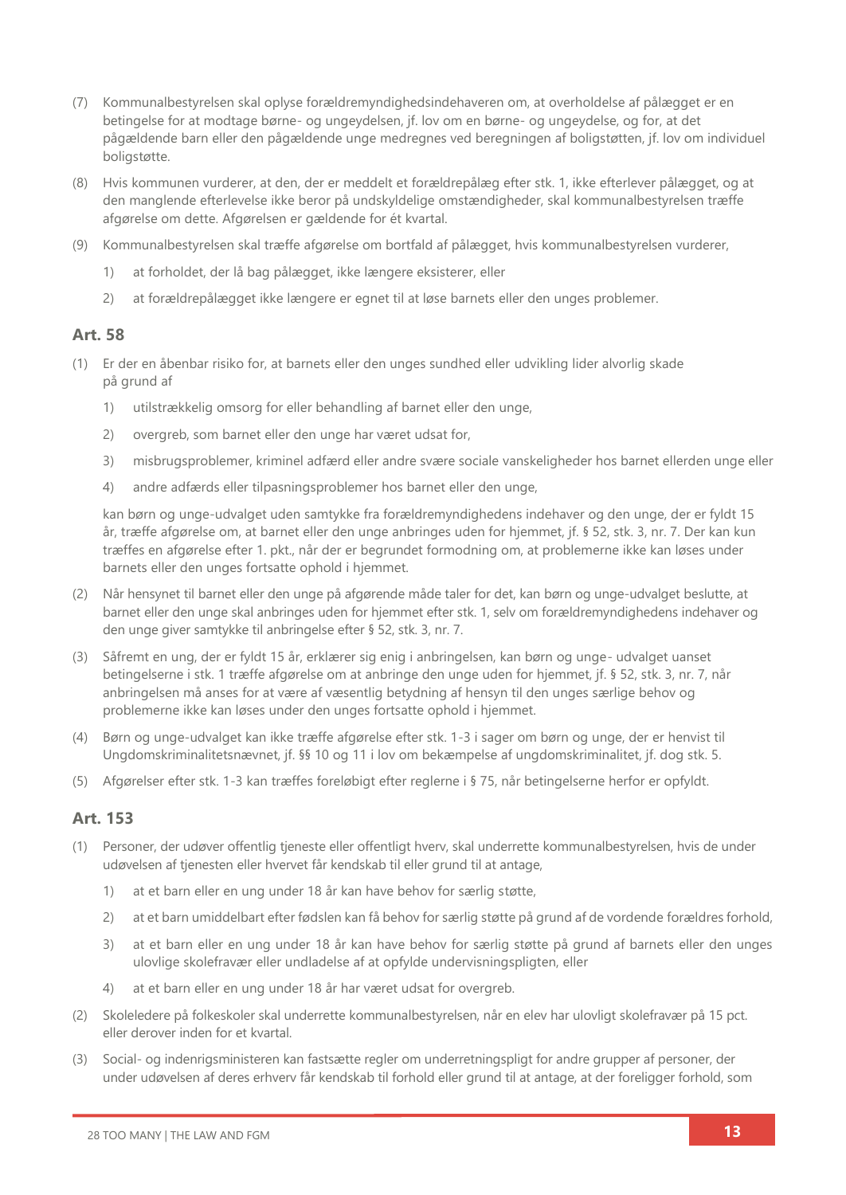(7) Kommunalbestyrelsen skal oplyse forældremyndighedsindehaveren om, at overholdelse af pålægget er en betingelse for at modtage børne- og ungeydelsen, jf. lov om en børne- og ungeydelse, og for, at det pågældende barn eller den pågældende unge medregnes ved beregningen af boligstøtten, jf. lov om individuel boligstøtte.

(8) Hvis kommunen vurderer, at den, der er meddelt et forældrepålæg efter stk. 1, ikke efterlever pålægget, og at den manglende efterlevelse ikke beror på undskyldelige omstændigheder, skal kommunalbestyrelsen træffe afgørelse om dette. Afgørelsen er gældende for ét kvartal.

(9) Kommunalbestyrelsen skal træffe afgørelse om bortfald af pålægget, hvis kommunalbestyrelsen vurderer,

1) at forholdet, der lå bag pålægget, ikke længere eksisterer, eller

2) at forældrepålægget ikke længere er egnet til at løse barnets eller den unges problemer.

## Art. 58

(1) Er der en åbenbar risiko for, at barnets eller den unges sundhed eller udvikling lider alvorlig skade på grund af

1) utilstrækkelig omsorg for eller behandling af barnet eller den unge,

2) overgreb, som barnet eller den unge har været udsat for,

3) misbrugsproblemer, kriminel adfærd eller andre svære sociale vanskeligheder hos barnet ellerden unge eller

4) andre adfærds eller tilpasningsproblemer hos barnet eller den unge,

kan børn og unge-udvalget uden samtykke fra forældremyndighedens indehaver og den unge, der er fyldt 15 år, træffe afgørelse om, at barnet eller den unge anbringes uden for hjemmet, jf. § 52, stk. 3, nr. 7. Der kan kun træffes en afgørelse efter 1. pkt., når der er begrundet formodning om, at problemerne ikke kan løses under barnets eller den unges fortsatte ophold i hjemmet.

(2) Når hensynet til barnet eller den unge på afgørende måde taler for det, kan børn og unge-udvalget beslutte, at barnet eller den unge skal anbringes uden for hjemmet efter stk. 1, selv om forældremyndighedens indehaver og den unge giver samtykke til anbringelse efter § 52, stk. 3, nr. 7.

(3) Såfremt en ung, der er fyldt 15 år, erklærer sig enig i anbringelsen, kan børn og unge- udvalget uanset betingelserne i stk. 1 træffe afgørelse om at anbringe den unge uden for hjemmet, jf. § 52, stk. 3, nr. 7, når anbringelsen må anses for at være af væsentlig betydning af hensyn til den unges særlige behov og problemerne ikke kan løses under den unges fortsatte ophold i hjemmet.

(4) Børn og unge-udvalget kan ikke træffe afgørelse efter stk. 1-3 i sager om børn og unge, der er henvist til Ungdomskriminalitetsnævnet, jf. §§ 10 og 11 i lov om bekæmpelse af ungdomskriminalitet, jf. dog stk. 5.

(5) Afgørelser efter stk. 1-3 kan træffes foreløbigt efter reglerne i § 75, når betingelserne herfor er opfyldt.

## Art. 153

(1) Personer, der udøver offentlig tjeneste eller offentligt hverv, skal underrette kommunalbestyrelsen, hvis de under udøvelsen af tjenesten eller hvervet får kendskab til eller grund til at antage,

1) at et barn eller en ung under 18 år kan have behov for særlig støtte,

2) at et barn umiddelbart efter fødslen kan få behov for særlig støtte på grund af de vordende forældres forhold,

3) at et barn eller en ung under 18 år kan have behov for særlig støtte på grund af barnets eller den unges ulovlige skolefravær eller undladelse af at opfylde undervisningspligten, eller

4) at et barn eller en ung under 18 år har været udsat for overgreb.

(2) Skoleledere på folkeskoler skal underrette kommunalbestyrelsen, når en elev har ulovligt skolefravær på 15 pct. eller derover inden for et kvartal.

(3) Social- og indenrigsministeren kan fastsætte regler om underretningspligt for andre grupper af personer, der under udøvelsen af deres erhverv får kendskab til forhold eller grund til at antage, at der foreligger forhold, som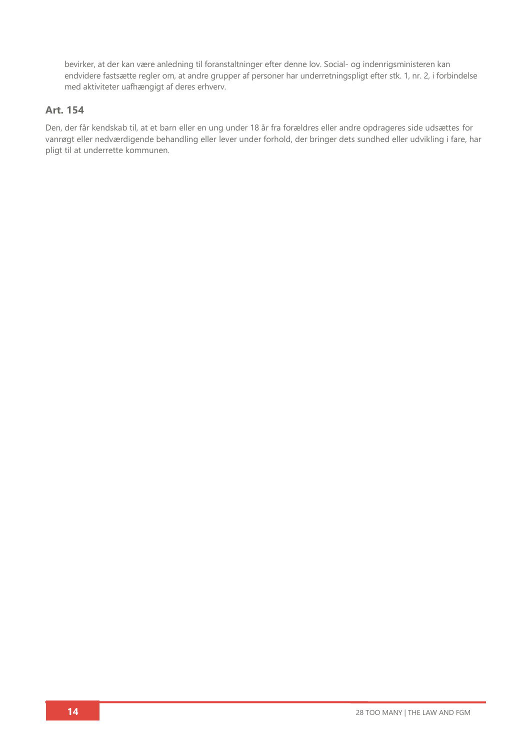bevirker, at der kan være anledning til foranstaltninger efter denne lov. Social- og indenrigsministeren kan endvidere fastsætte regler om, at andre grupper af personer har underretningspligt efter stk. 1, nr. 2, i forbindelse med aktiviteter uafhængigt af deres erhverv.

### Art. 154

Den, der får kendskab til, at et barn eller en ung under 18 år fra forældres eller andre opdrageres side udsættes for vanrøgt eller nedværdigende behandling eller lever under forhold, der bringer dets sundhed eller udvikling i fare, har pligt til at underrette kommunen.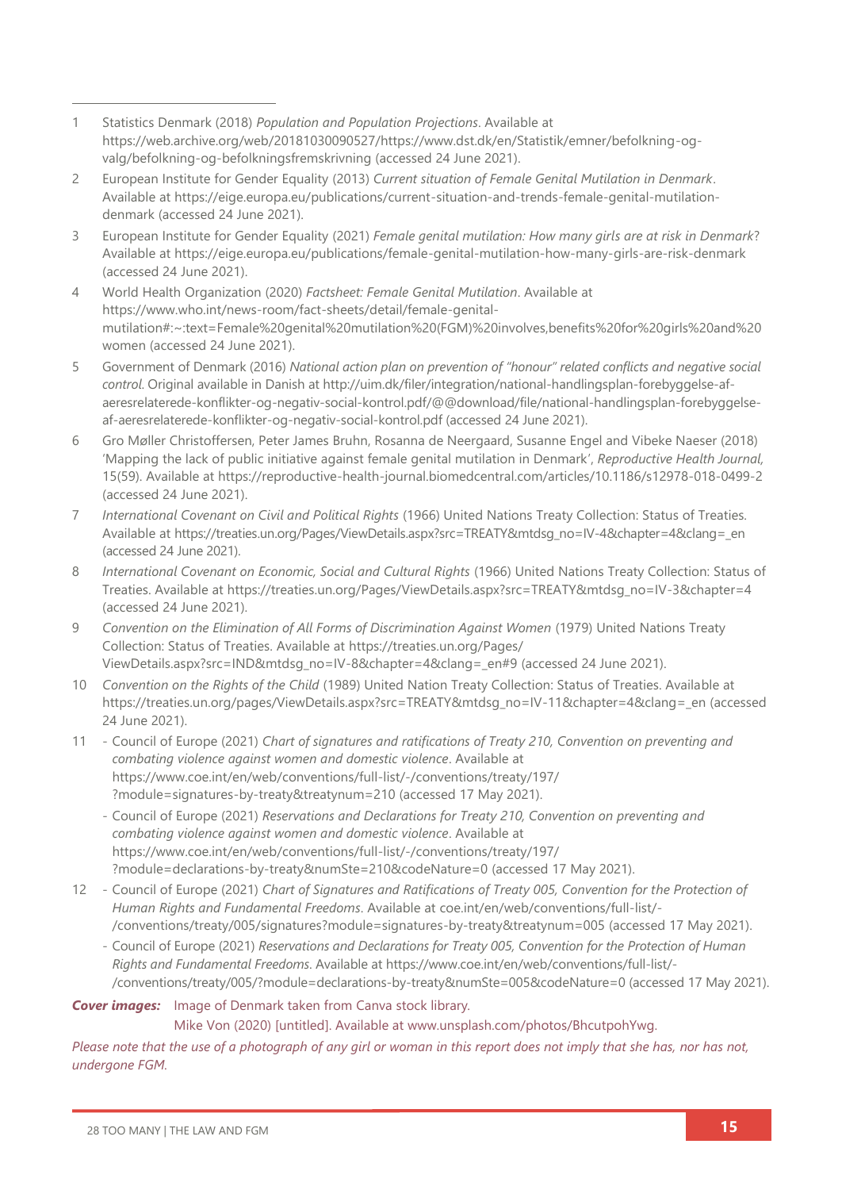1 Statistics Denmark (2018) *Population and Population Projections*. Available at https://web.archive.org/web/20181030090527/https://www.dst.dk/en/Statistik/emner/befolkning-og-valg/befolkning-og-befolkningsfremskrivning (accessed 24 June 2021).

2 European Institute for Gender Equality (2013) *Current situation of Female Genital Mutilation in Denmark*. Available at https://eige.europa.eu/publications/current-situation-and-trends-female-genital-mutilation-denmark (accessed 24 June 2021).

3 European Institute for Gender Equality (2021) *Female genital mutilation: How many girls are at risk in Denmark*? Available at https://eige.europa.eu/publications/female-genital-mutilation-how-many-girls-are-risk-denmark (accessed 24 June 2021).

4 World Health Organization (2020) *Factsheet: Female Genital Mutilation*. Available at https://www.who.int/news-room/fact-sheets/detail/female-genital-mutilation#:~:text=Female%20genital%20mutilation%20(FGM)%20involves,benefits%20for%20girls%20and%20women (accessed 24 June 2021).

5 Government of Denmark (2016) *National action plan on prevention of "honour" related conflicts and negative social control*. Original available in Danish at http://uim.dk/filer/integration/national-handlingsplan-forebyggelse-af-aeresrelaterede-konflikter-og-negativ-social-kontrol.pdf/@@download/file/national-handlingsplan-forebyggelse-af-aeresrelaterede-konflikter-og-negativ-social-kontrol.pdf (accessed 24 June 2021).

6 Gro Møller Christoffersen, Peter James Bruhn, Rosanna de Neergaard, Susanne Engel and Vibeke Naeser (2018) 'Mapping the lack of public initiative against female genital mutilation in Denmark', *Reproductive Health Journal,* 15(59). Available at https://reproductive-health-journal.biomedcentral.com/articles/10.1186/s12978-018-0499-2 (accessed 24 June 2021).

7 *International Covenant on Civil and Political Rights* (1966) United Nations Treaty Collection: Status of Treaties. Available at https://treaties.un.org/Pages/ViewDetails.aspx?src=TREATY&mtdsg_no=IV-4&chapter=4&clang=_en (accessed 24 June 2021).

8 *International Covenant on Economic, Social and Cultural Rights* (1966) United Nations Treaty Collection: Status of Treaties. Available at https://treaties.un.org/Pages/ViewDetails.aspx?src=TREATY&mtdsg_no=IV-3&chapter=4 (accessed 24 June 2021).

9 *Convention on the Elimination of All Forms of Discrimination Against Women* (1979) United Nations Treaty Collection: Status of Treaties. Available at https://treaties.un.org/Pages/ViewDetails.aspx?src=IND&mtdsg_no=IV-8&chapter=4&clang=_en#9 (accessed 24 June 2021).

10 *Convention on the Rights of the Child* (1989) United Nation Treaty Collection: Status of Treaties. Available at https://treaties.un.org/pages/ViewDetails.aspx?src=TREATY&mtdsg_no=IV-11&chapter=4&clang=_en (accessed 24 June 2021).

11
- Council of Europe (2021) *Chart of signatures and ratifications of Treaty 210, Convention on preventing and combating violence against women and domestic violence*. Available at https://www.coe.int/en/web/conventions/full-list/-/conventions/treaty/197/?module=signatures-by-treaty&treatynum=210 (accessed 17 May 2021).
- Council of Europe (2021) *Reservations and Declarations for Treaty 210, Convention on preventing and combating violence against women and domestic violence*. Available at https://www.coe.int/en/web/conventions/full-list/-/conventions/treaty/197/?module=declarations-by-treaty&numSte=210&codeNature=0 (accessed 17 May 2021).

12
- Council of Europe (2021) *Chart of Signatures and Ratifications of Treaty 005, Convention for the Protection of Human Rights and Fundamental Freedoms*. Available at coe.int/en/web/conventions/full-list/-/conventions/treaty/005/signatures?module=signatures-by-treaty&treatynum=005 (accessed 17 May 2021).
- Council of Europe (2021) *Reservations and Declarations for Treaty 005, Convention for the Protection of Human Rights and Fundamental Freedoms*. Available at https://www.coe.int/en/web/conventions/full-list/-/conventions/treaty/005/?module=declarations-by-treaty&numSte=005&codeNature=0 (accessed 17 May 2021).

***Cover images:*** Image of Denmark taken from Canva stock library.
Mike Von (2020) [untitled]. Available at www.unsplash.com/photos/BhcutpohYwg.

*Please note that the use of a photograph of any girl or woman in this report does not imply that she has, nor has not, undergone FGM.*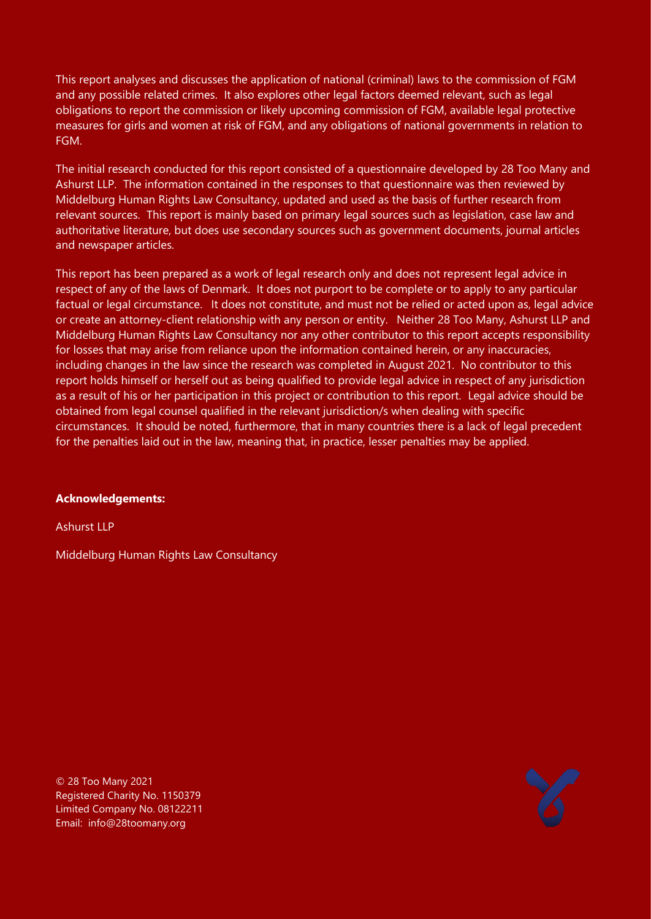This report analyses and discusses the application of national (criminal) laws to the commission of FGM and any possible related crimes. It also explores other legal factors deemed relevant, such as legal obligations to report the commission or likely upcoming commission of FGM, available legal protective measures for girls and women at risk of FGM, and any obligations of national governments in relation to FGM.

The initial research conducted for this report consisted of a questionnaire developed by 28 Too Many and Ashurst LLP. The information contained in the responses to that questionnaire was then reviewed by Middelburg Human Rights Law Consultancy, updated and used as the basis of further research from relevant sources. This report is mainly based on primary legal sources such as legislation, case law and authoritative literature, but does use secondary sources such as government documents, journal articles and newspaper articles.

This report has been prepared as a work of legal research only and does not represent legal advice in respect of any of the laws of Denmark. It does not purport to be complete or to apply to any particular factual or legal circumstance. It does not constitute, and must not be relied or acted upon as, legal advice or create an attorney-client relationship with any person or entity. Neither 28 Too Many, Ashurst LLP and Middelburg Human Rights Law Consultancy nor any other contributor to this report accepts responsibility for losses that may arise from reliance upon the information contained herein, or any inaccuracies, including changes in the law since the research was completed in August 2021. No contributor to this report holds himself or herself out as being qualified to provide legal advice in respect of any jurisdiction as a result of his or her participation in this project or contribution to this report. Legal advice should be obtained from legal counsel qualified in the relevant jurisdiction/s when dealing with specific circumstances. It should be noted, furthermore, that in many countries there is a lack of legal precedent for the penalties laid out in the law, meaning that, in practice, lesser penalties may be applied.

**Acknowledgements:**

Ashurst LLP

Middelburg Human Rights Law Consultancy

© 28 Too Many 2021
Registered Charity No. 1150379
Limited Company No. 08122211
Email: info@28toomany.org